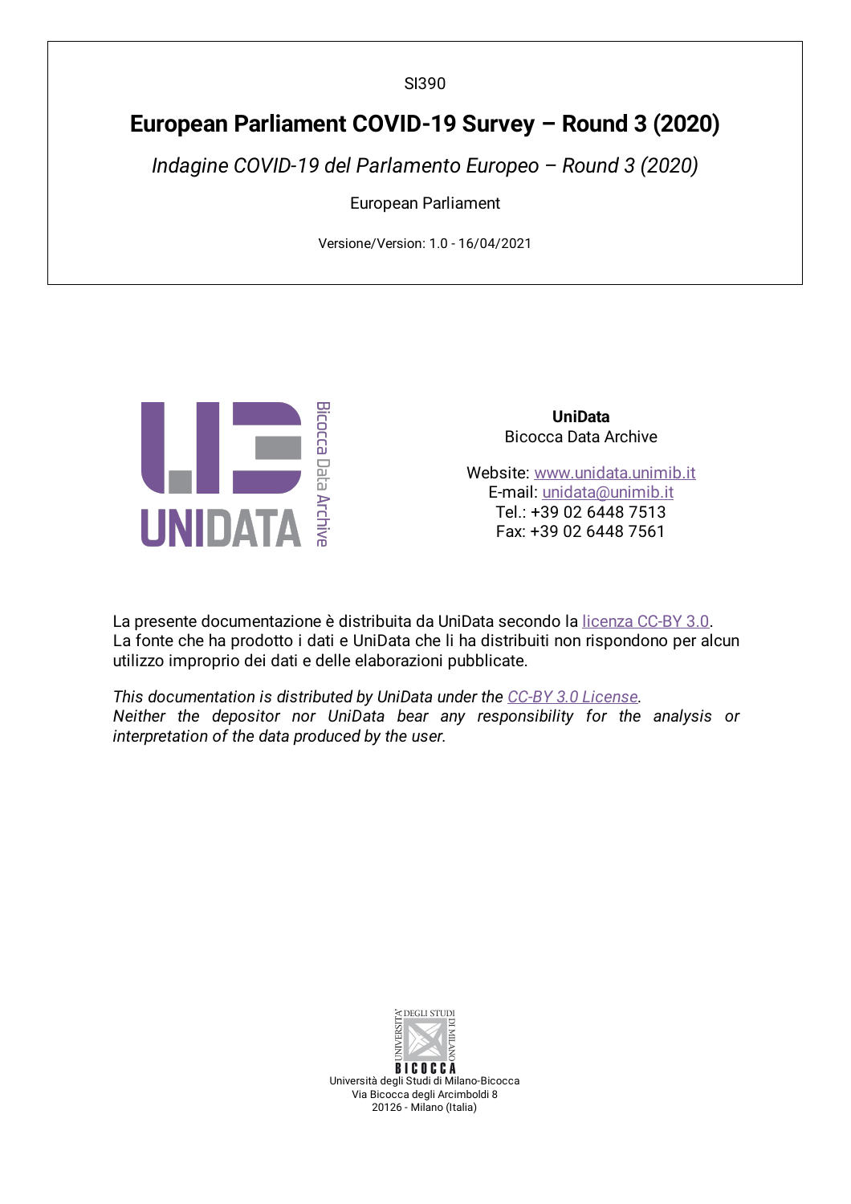SI390

# European Parliament COVID-19 Survey – Round 3 (2020)

*Indagine COVID-19 del Parlamento Europeo – Round 3 (2020)*

European Parliament

Versione/Version: 1.0 - 16/04/2021

UNIDATA Bicocca Data Archive

**UniData**
Bicocca Data Archive

Website: www.unidata.unimib.it
E-mail: unidata@unimib.it
Tel.: +39 02 6448 7513
Fax: +39 02 6448 7561

La presente documentazione è distribuita da UniData secondo la licenza CC-BY 3.0.
La fonte che ha prodotto i dati e UniData che li ha distribuiti non rispondono per alcun utilizzo improprio dei dati e delle elaborazioni pubblicate.

*This documentation is distributed by UniData under the CC-BY 3.0 License.*
*Neither the depositor nor UniData bear any responsibility for the analysis or interpretation of the data produced by the user.*

Università degli Studi di Milano-Bicocca
Via Bicocca degli Arcimboldi 8
20126 - Milano (Italia)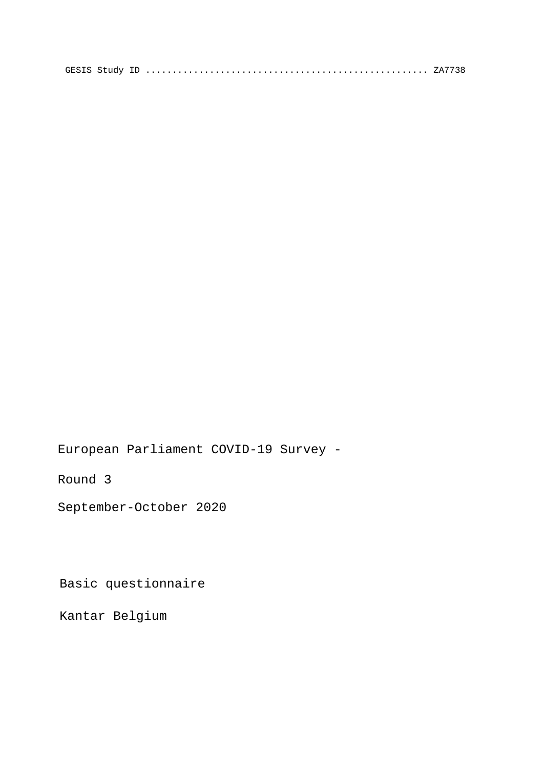GESIS Study ID .................................................... ZA7738

European Parliament COVID-19 Survey -

Round 3

September-October 2020

Basic questionnaire

Kantar Belgium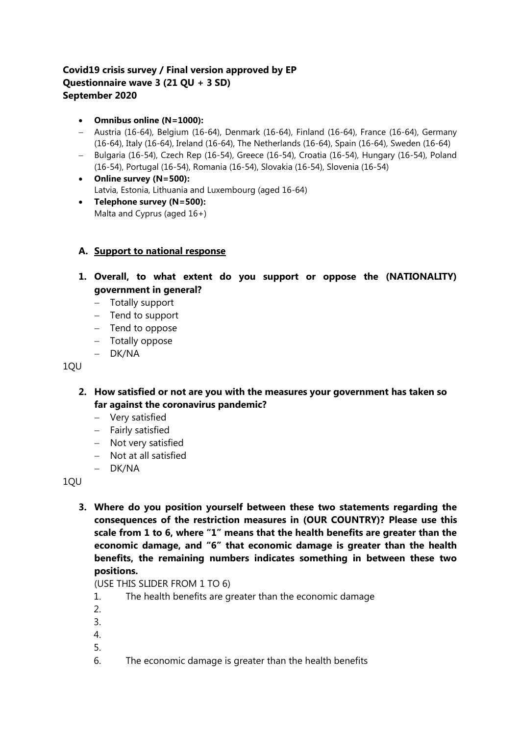**Covid19 crisis survey / Final version approved by EP**
**Questionnaire wave 3 (21 QU + 3 SD)**
**September 2020**

- **Omnibus online (N=1000):**
  - Austria (16-64), Belgium (16-64), Denmark (16-64), Finland (16-64), France (16-64), Germany (16-64), Italy (16-64), Ireland (16-64), The Netherlands (16-64), Spain (16-64), Sweden (16-64)
  - Bulgaria (16-54), Czech Rep (16-54), Greece (16-54), Croatia (16-54), Hungary (16-54), Poland (16-54), Portugal (16-54), Romania (16-54), Slovakia (16-54), Slovenia (16-54)
- **Online survey (N=500):**
  Latvia, Estonia, Lithuania and Luxembourg (aged 16-64)
- **Telephone survey (N=500):**
  Malta and Cyprus (aged 16+)

## A. Support to national response

**1. Overall, to what extent do you support or oppose the (NATIONALITY) government in general?**

- Totally support
- Tend to support
- Tend to oppose
- Totally oppose
- DK/NA

1QU

**2. How satisfied or not are you with the measures your government has taken so far against the coronavirus pandemic?**

- Very satisfied
- Fairly satisfied
- Not very satisfied
- Not at all satisfied
- DK/NA

1QU

**3. Where do you position yourself between these two statements regarding the consequences of the restriction measures in (OUR COUNTRY)? Please use this scale from 1 to 6, where "1" means that the health benefits are greater than the economic damage, and "6" that economic damage is greater than the health benefits, the remaining numbers indicates something in between these two positions.**

(USE THIS SLIDER FROM 1 TO 6)

1. The health benefits are greater than the economic damage
2. 
3. 
4. 
5. 
6. The economic damage is greater than the health benefits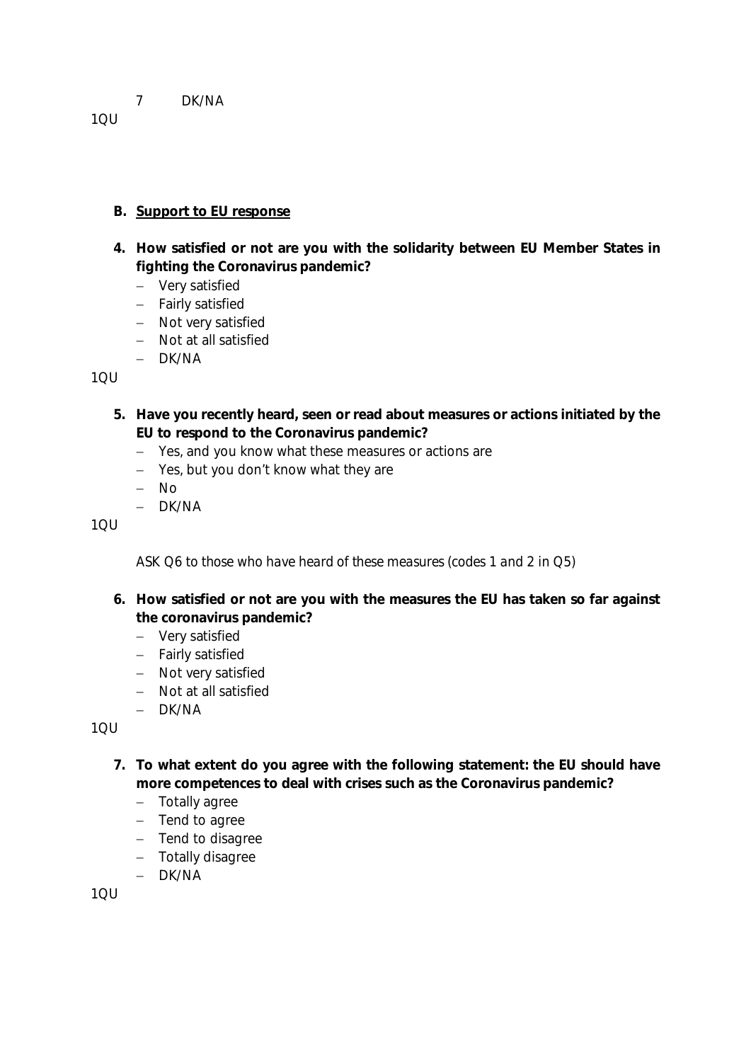7 DK/NA

1QU

**B. <u>Support to EU response</u>**

**4. How satisfied or not are you with the solidarity between EU Member States in fighting the Coronavirus pandemic?**

- Very satisfied
- Fairly satisfied
- Not very satisfied
- Not at all satisfied
- DK/NA

1QU

**5. Have you recently heard, seen or read about measures or actions initiated by the EU to respond to the Coronavirus pandemic?**

- Yes, and you know what these measures or actions are
- Yes, but you don't know what they are
- No
- DK/NA

1QU

*ASK Q6 to those who have heard of these measures (codes 1 and 2 in Q5)*

**6. How satisfied or not are you with the measures the EU has taken so far against the coronavirus pandemic?**

- Very satisfied
- Fairly satisfied
- Not very satisfied
- Not at all satisfied
- DK/NA

1QU

**7. To what extent do you agree with the following statement: the EU should have more competences to deal with crises such as the Coronavirus pandemic?**

- Totally agree
- Tend to agree
- Tend to disagree
- Totally disagree
- DK/NA

1QU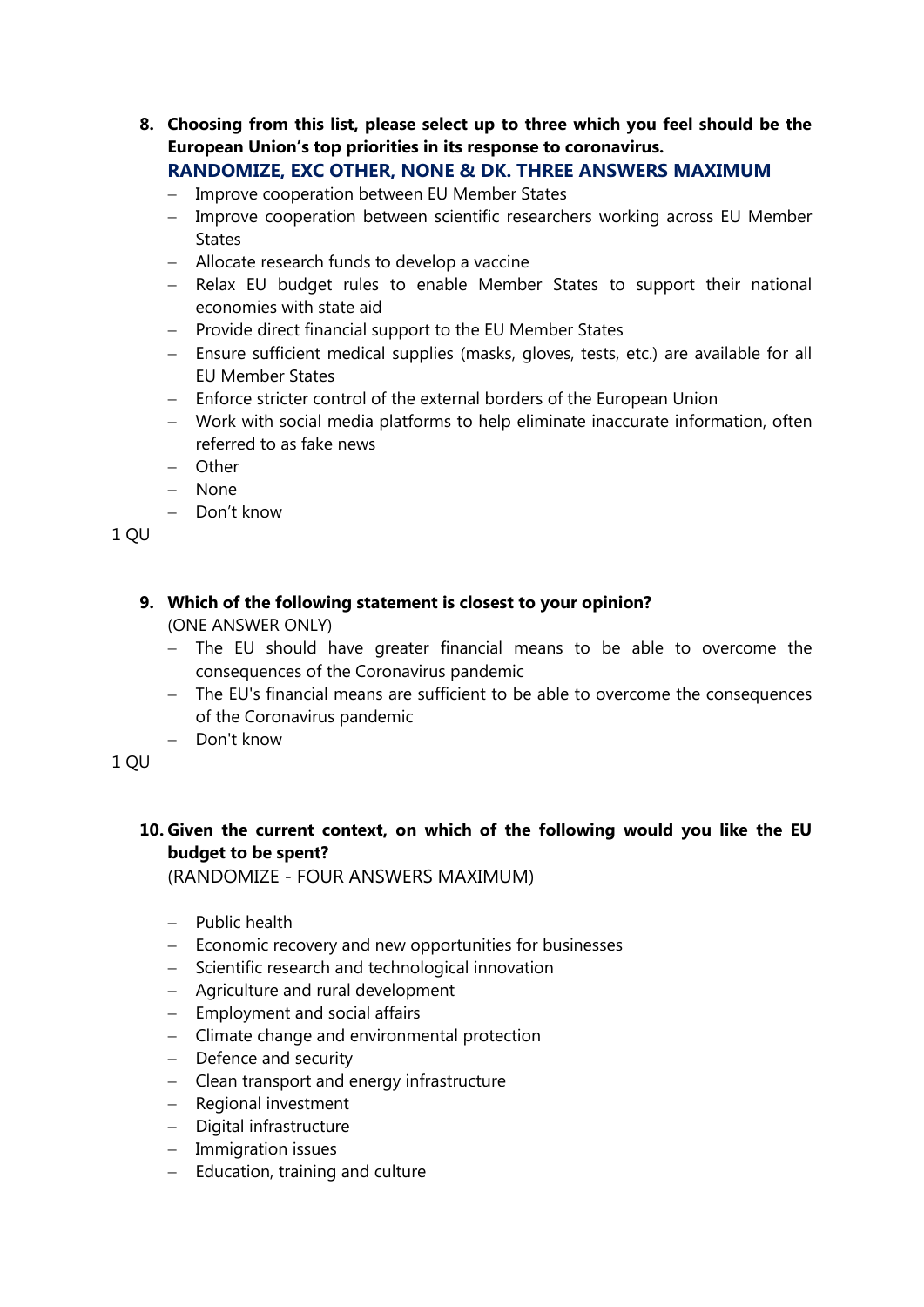8. **Choosing from this list, please select up to three which you feel should be the European Union's top priorities in its response to coronavirus.**
   **RANDOMIZE, EXC OTHER, NONE & DK. THREE ANSWERS MAXIMUM**
   - Improve cooperation between EU Member States
   - Improve cooperation between scientific researchers working across EU Member States
   - Allocate research funds to develop a vaccine
   - Relax EU budget rules to enable Member States to support their national economies with state aid
   - Provide direct financial support to the EU Member States
   - Ensure sufficient medical supplies (masks, gloves, tests, etc.) are available for all EU Member States
   - Enforce stricter control of the external borders of the European Union
   - Work with social media platforms to help eliminate inaccurate information, often referred to as fake news
   - Other
   - None
   - Don't know

1 QU

9. **Which of the following statement is closest to your opinion?**
   (ONE ANSWER ONLY)
   - The EU should have greater financial means to be able to overcome the consequences of the Coronavirus pandemic
   - The EU's financial means are sufficient to be able to overcome the consequences of the Coronavirus pandemic
   - Don't know

1 QU

10. **Given the current context, on which of the following would you like the EU budget to be spent?**
    (RANDOMIZE - FOUR ANSWERS MAXIMUM)

    - Public health
    - Economic recovery and new opportunities for businesses
    - Scientific research and technological innovation
    - Agriculture and rural development
    - Employment and social affairs
    - Climate change and environmental protection
    - Defence and security
    - Clean transport and energy infrastructure
    - Regional investment
    - Digital infrastructure
    - Immigration issues
    - Education, training and culture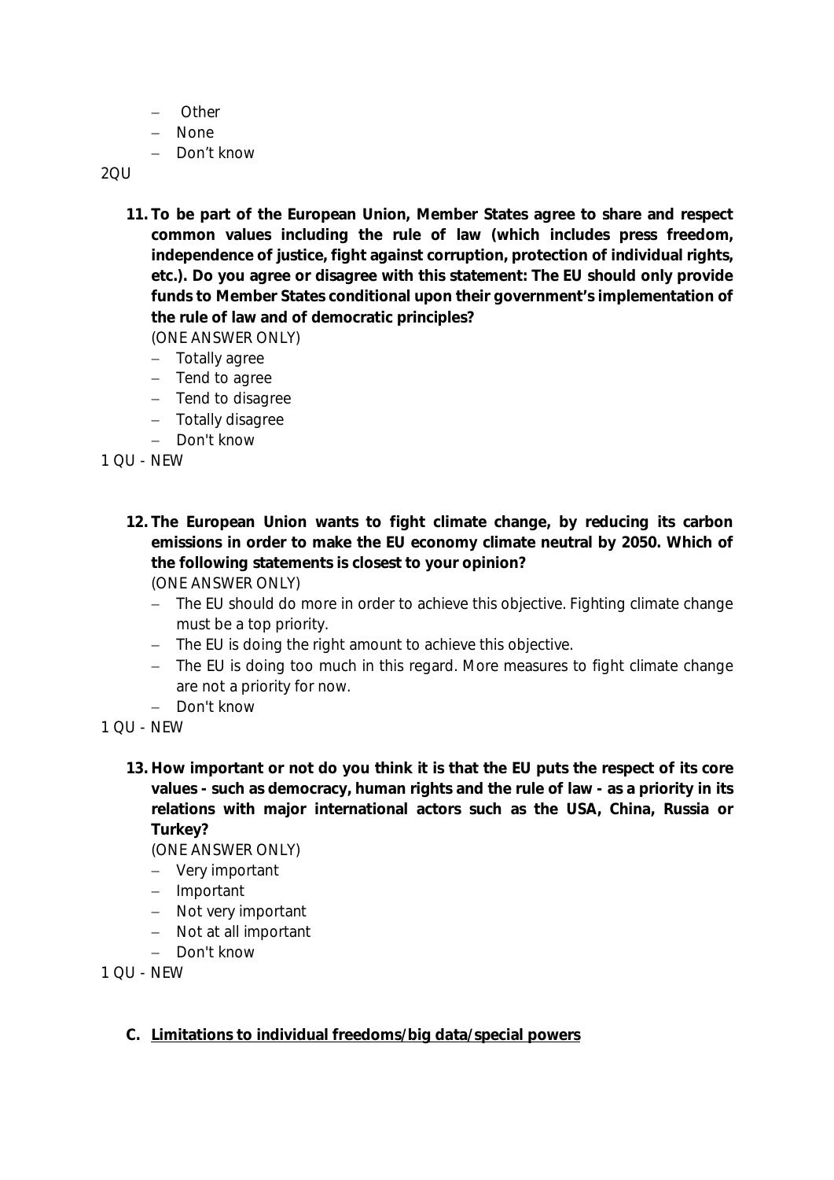- Other
- None
- Don't know

2QU

11. **To be part of the European Union, Member States agree to share and respect common values including the rule of law (which includes press freedom, independence of justice, fight against corruption, protection of individual rights, etc.). Do you agree or disagree with this statement: The EU should only provide funds to Member States conditional upon their government's implementation of the rule of law and of democratic principles?**

    (ONE ANSWER ONLY)

    - Totally agree
    - Tend to agree
    - Tend to disagree
    - Totally disagree
    - Don't know

1 QU - NEW

12. **The European Union wants to fight climate change, by reducing its carbon emissions in order to make the EU economy climate neutral by 2050. Which of the following statements is closest to your opinion?**

    (ONE ANSWER ONLY)

    - The EU should do more in order to achieve this objective. Fighting climate change must be a top priority.
    - The EU is doing the right amount to achieve this objective.
    - The EU is doing too much in this regard. More measures to fight climate change are not a priority for now.
    - Don't know

1 QU - NEW

13. **How important or not do you think it is that the EU puts the respect of its core values - such as democracy, human rights and the rule of law - as a priority in its relations with major international actors such as the USA, China, Russia or Turkey?**

    (ONE ANSWER ONLY)

    - Very important
    - Important
    - Not very important
    - Not at all important
    - Don't know

1 QU - NEW

## C. Limitations to individual freedoms/big data/special powers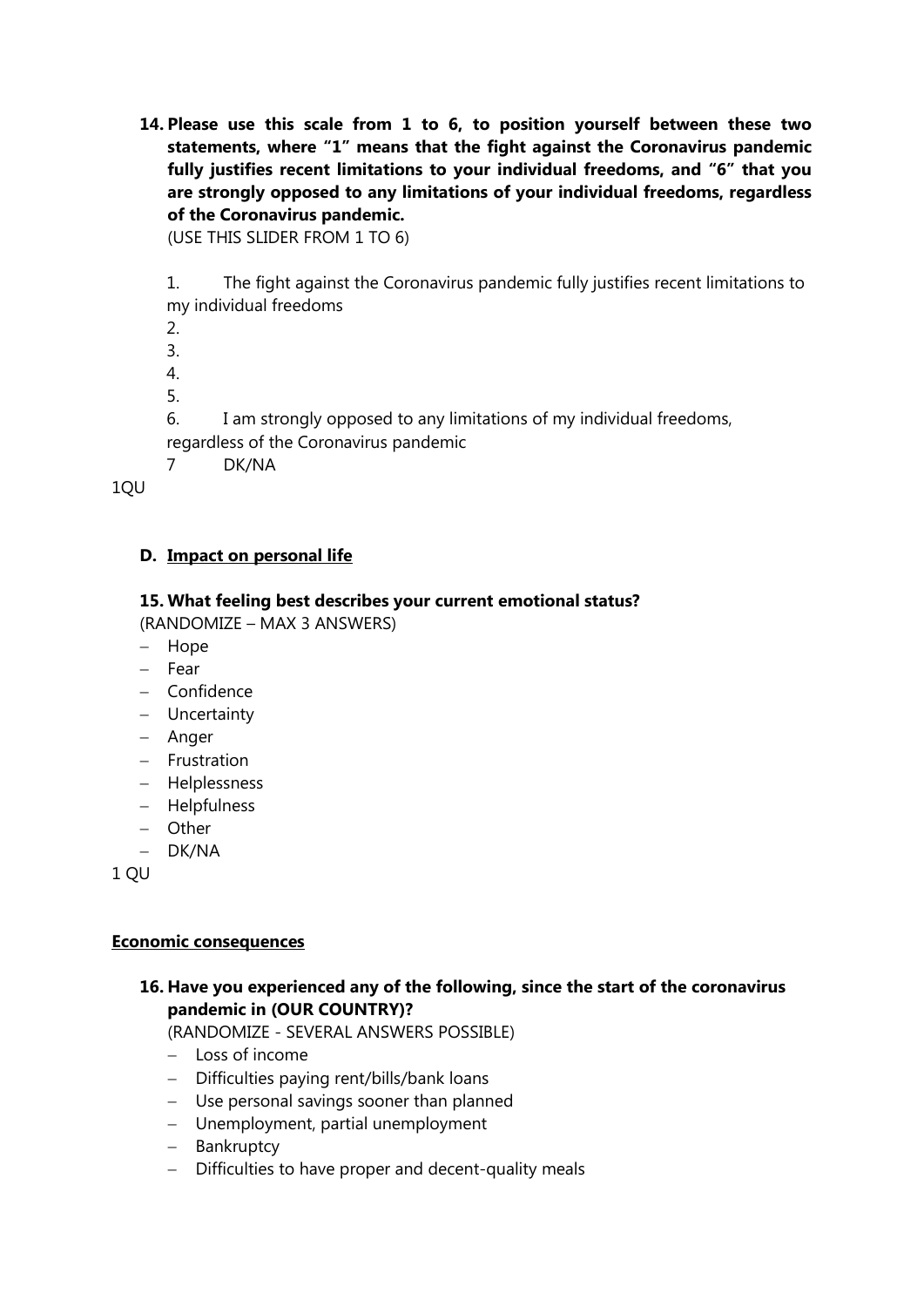**14. Please use this scale from 1 to 6, to position yourself between these two statements, where "1" means that the fight against the Coronavirus pandemic fully justifies recent limitations to your individual freedoms, and "6" that you are strongly opposed to any limitations of your individual freedoms, regardless of the Coronavirus pandemic.**

(USE THIS SLIDER FROM 1 TO 6)

1. The fight against the Coronavirus pandemic fully justifies recent limitations to my individual freedoms
2. 
3. 
4. 
5. 
6. I am strongly opposed to any limitations of my individual freedoms, regardless of the Coronavirus pandemic
7. DK/NA

1QU

## D. Impact on personal life

**15. What feeling best describes your current emotional status?**

(RANDOMIZE – MAX 3 ANSWERS)

- Hope
- Fear
- Confidence
- Uncertainty
- Anger
- Frustration
- Helplessness
- Helpfulness
- Other
- DK/NA

1 QU

### Economic consequences

**16. Have you experienced any of the following, since the start of the coronavirus pandemic in (OUR COUNTRY)?**

(RANDOMIZE - SEVERAL ANSWERS POSSIBLE)

- Loss of income
- Difficulties paying rent/bills/bank loans
- Use personal savings sooner than planned
- Unemployment, partial unemployment
- Bankruptcy
- Difficulties to have proper and decent-quality meals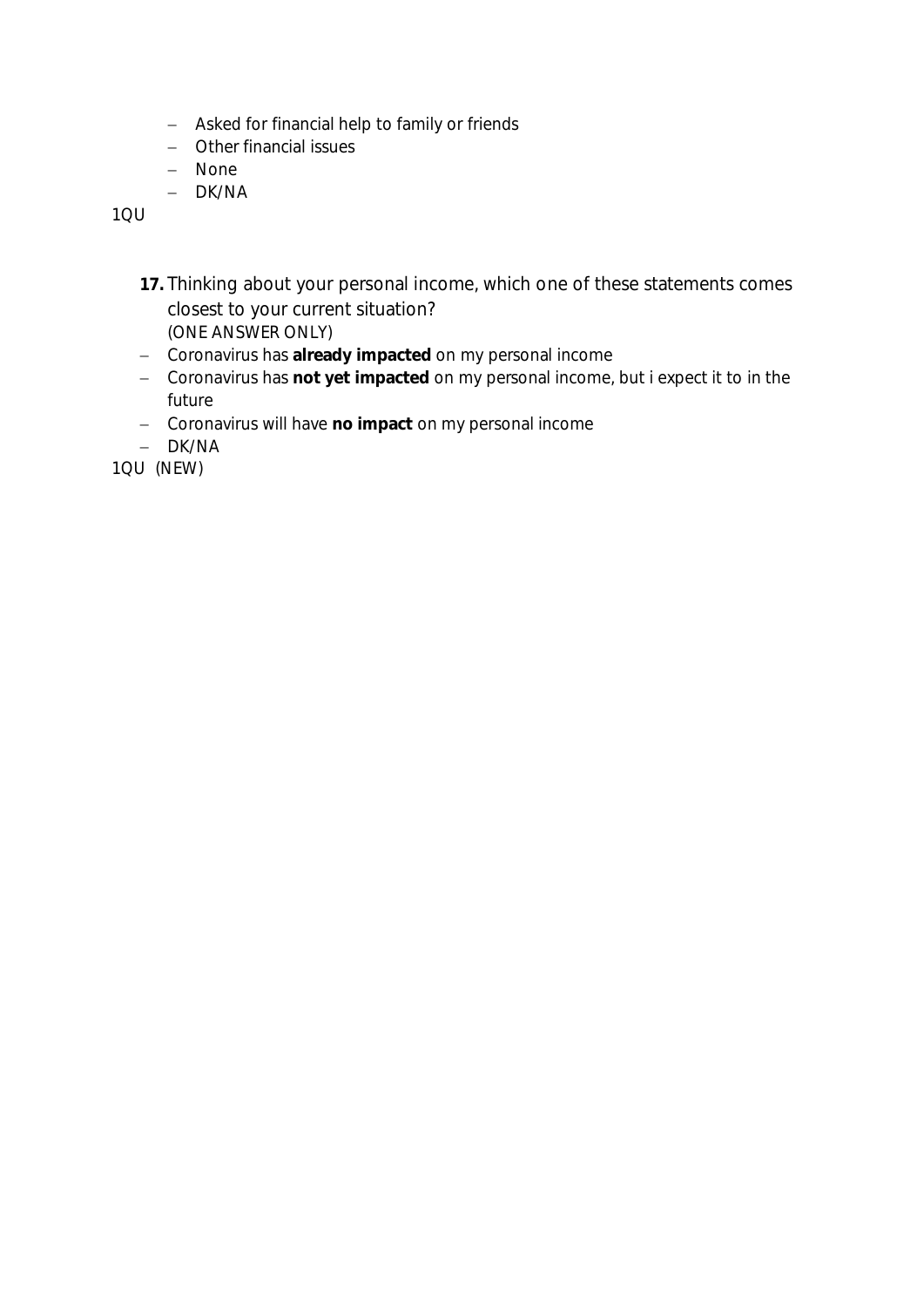- Asked for financial help to family or friends
- Other financial issues
- None
- DK/NA

1QU

**17.** Thinking about your personal income, which one of these statements comes closest to your current situation?
(ONE ANSWER ONLY)

- Coronavirus has **already impacted** on my personal income
- Coronavirus has **not yet impacted** on my personal income, but i expect it to in the future
- Coronavirus will have **no impact** on my personal income
- DK/NA

1QU (NEW)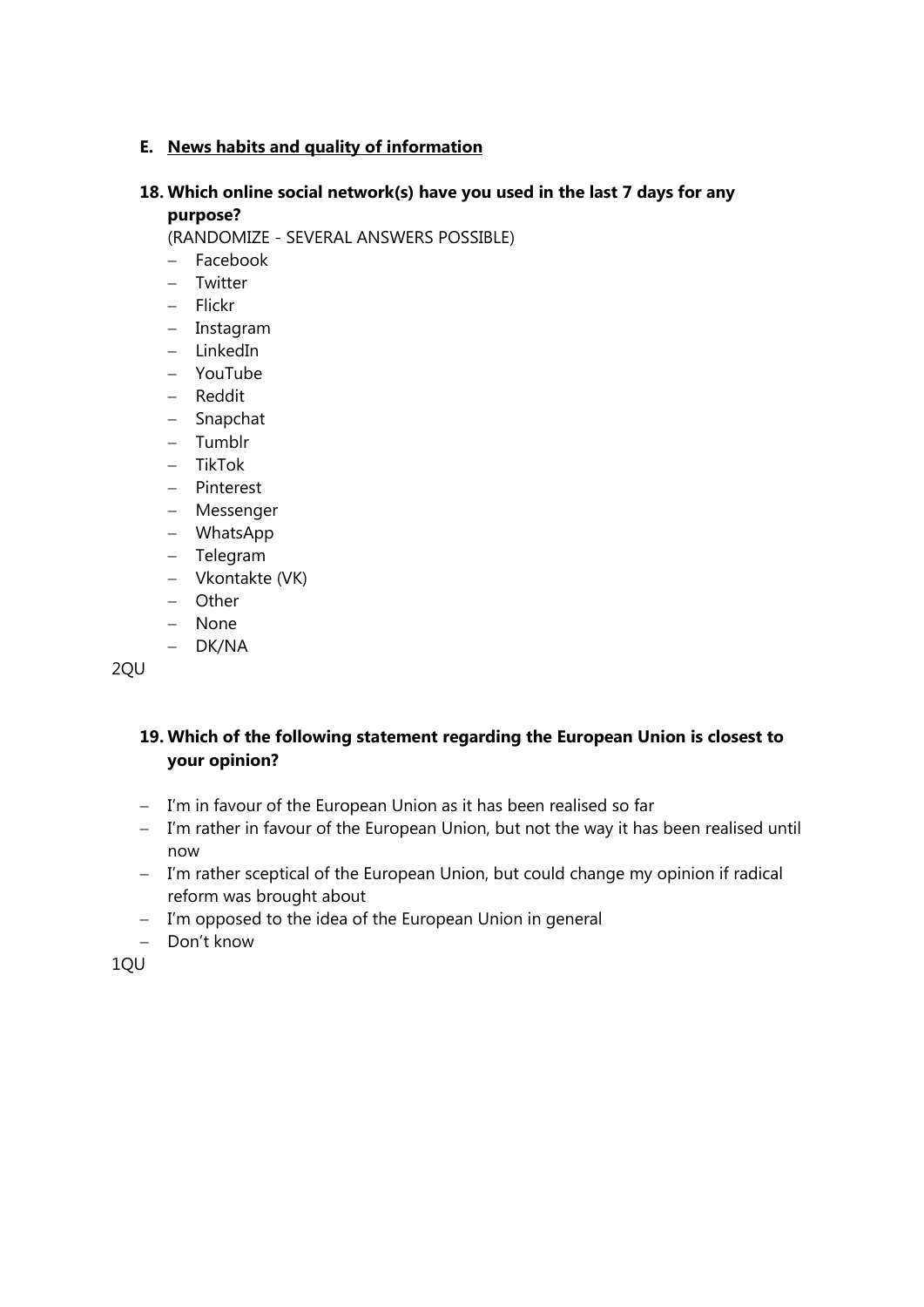## E. News habits and quality of information

**18. Which online social network(s) have you used in the last 7 days for any purpose?**

(RANDOMIZE - SEVERAL ANSWERS POSSIBLE)

- Facebook
- Twitter
- Flickr
- Instagram
- LinkedIn
- YouTube
- Reddit
- Snapchat
- Tumblr
- TikTok
- Pinterest
- Messenger
- WhatsApp
- Telegram
- Vkontakte (VK)
- Other
- None
- DK/NA

2QU

**19. Which of the following statement regarding the European Union is closest to your opinion?**

- I'm in favour of the European Union as it has been realised so far
- I'm rather in favour of the European Union, but not the way it has been realised until now
- I'm rather sceptical of the European Union, but could change my opinion if radical reform was brought about
- I'm opposed to the idea of the European Union in general
- Don't know

1QU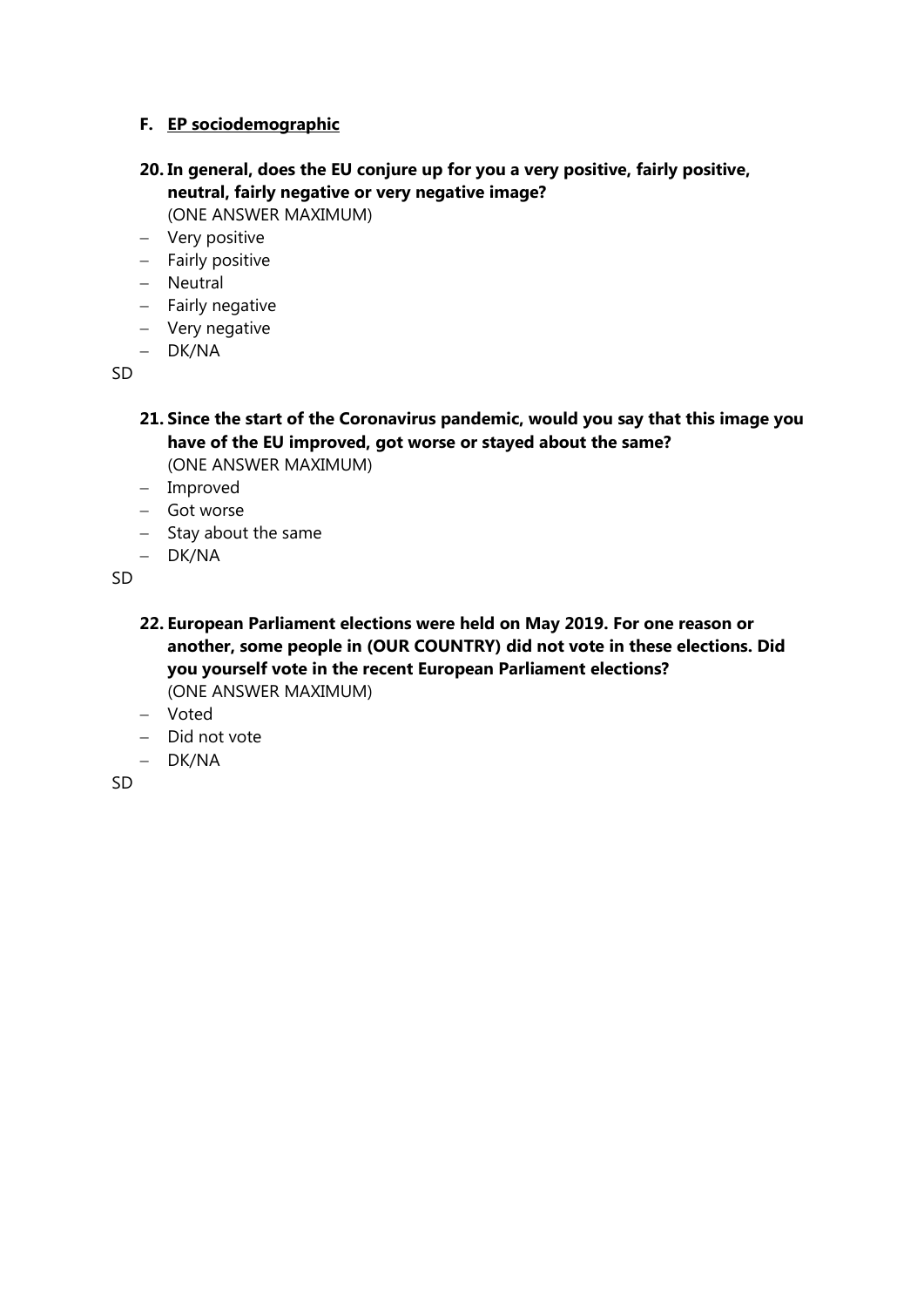## F. EP sociodemographic

**20. In general, does the EU conjure up for you a very positive, fairly positive, neutral, fairly negative or very negative image?**
(ONE ANSWER MAXIMUM)

- Very positive
- Fairly positive
- Neutral
- Fairly negative
- Very negative
- DK/NA

SD

**21. Since the start of the Coronavirus pandemic, would you say that this image you have of the EU improved, got worse or stayed about the same?**
(ONE ANSWER MAXIMUM)

- Improved
- Got worse
- Stay about the same
- DK/NA

SD

**22. European Parliament elections were held on May 2019. For one reason or another, some people in (OUR COUNTRY) did not vote in these elections. Did you yourself vote in the recent European Parliament elections?**
(ONE ANSWER MAXIMUM)

- Voted
- Did not vote
- DK/NA

SD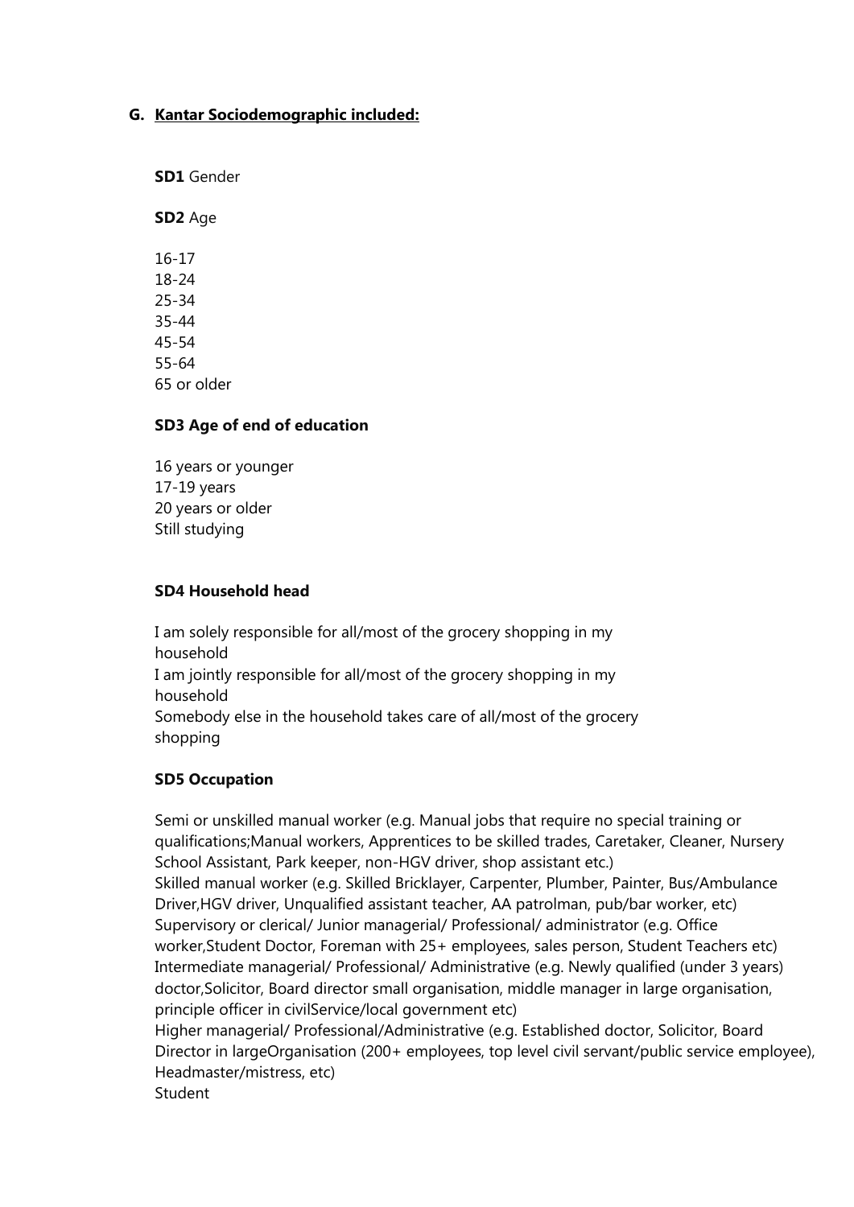## G. Kantar Sociodemographic included:

**SD1** Gender

**SD2** Age

16-17
18-24
25-34
35-44
45-54
55-64
65 or older

**SD3 Age of end of education**

16 years or younger
17-19 years
20 years or older
Still studying

**SD4 Household head**

I am solely responsible for all/most of the grocery shopping in my household
I am jointly responsible for all/most of the grocery shopping in my household
Somebody else in the household takes care of all/most of the grocery shopping

**SD5 Occupation**

Semi or unskilled manual worker (e.g. Manual jobs that require no special training or qualifications;Manual workers, Apprentices to be skilled trades, Caretaker, Cleaner, Nursery School Assistant, Park keeper, non-HGV driver, shop assistant etc.)
Skilled manual worker (e.g. Skilled Bricklayer, Carpenter, Plumber, Painter, Bus/Ambulance Driver,HGV driver, Unqualified assistant teacher, AA patrolman, pub/bar worker, etc)
Supervisory or clerical/ Junior managerial/ Professional/ administrator (e.g. Office worker,Student Doctor, Foreman with 25+ employees, sales person, Student Teachers etc)
Intermediate managerial/ Professional/ Administrative (e.g. Newly qualified (under 3 years) doctor,Solicitor, Board director small organisation, middle manager in large organisation, principle officer in civilService/local government etc)
Higher managerial/ Professional/Administrative (e.g. Established doctor, Solicitor, Board Director in largeOrganisation (200+ employees, top level civil servant/public service employee), Headmaster/mistress, etc)
Student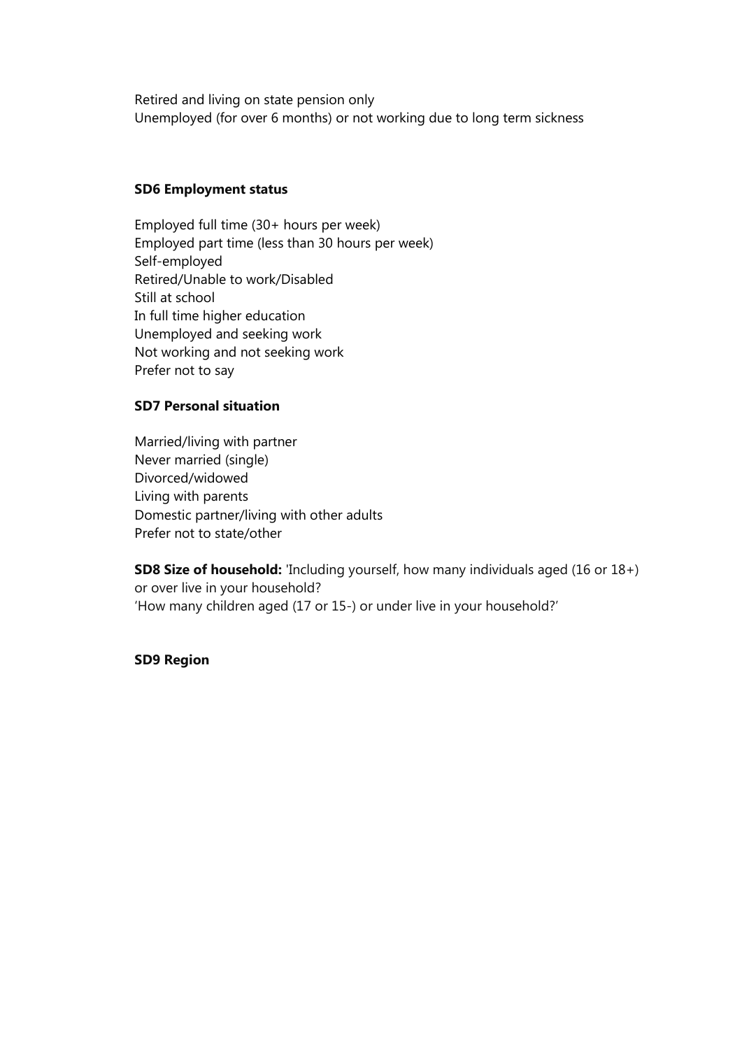Retired and living on state pension only
Unemployed (for over 6 months) or not working due to long term sickness

**SD6 Employment status**

Employed full time (30+ hours per week)
Employed part time (less than 30 hours per week)
Self-employed
Retired/Unable to work/Disabled
Still at school
In full time higher education
Unemployed and seeking work
Not working and not seeking work
Prefer not to say

**SD7 Personal situation**

Married/living with partner
Never married (single)
Divorced/widowed
Living with parents
Domestic partner/living with other adults
Prefer not to state/other

**SD8 Size of household:** 'Including yourself, how many individuals aged (16 or 18+) or over live in your household?
'How many children aged (17 or 15-) or under live in your household?'

**SD9 Region**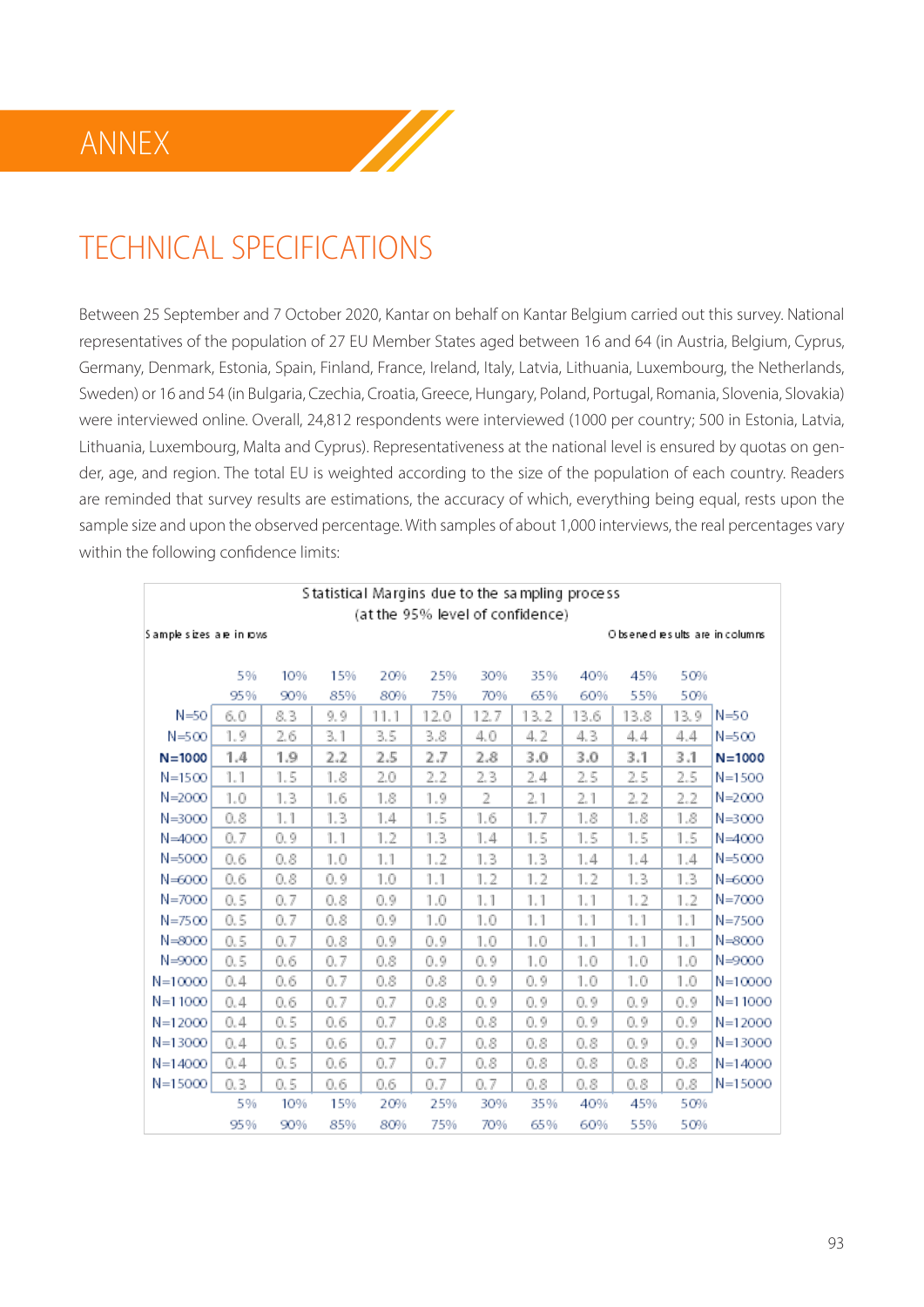# ANNEX

## TECHNICAL SPECIFICATIONS

Between 25 September and 7 October 2020, Kantar on behalf on Kantar Belgium carried out this survey. National representatives of the population of 27 EU Member States aged between 16 and 64 (in Austria, Belgium, Cyprus, Germany, Denmark, Estonia, Spain, Finland, France, Ireland, Italy, Latvia, Lithuania, Luxembourg, the Netherlands, Sweden) or 16 and 54 (in Bulgaria, Czechia, Croatia, Greece, Hungary, Poland, Portugal, Romania, Slovenia, Slovakia) were interviewed online. Overall, 24,812 respondents were interviewed (1000 per country; 500 in Estonia, Latvia, Lithuania, Luxembourg, Malta and Cyprus). Representativeness at the national level is ensured by quotas on gender, age, and region. The total EU is weighted according to the size of the population of each country. Readers are reminded that survey results are estimations, the accuracy of which, everything being equal, rests upon the sample size and upon the observed percentage. With samples of about 1,000 interviews, the real percentages vary within the following confidence limits:

Statistical Margins due to the sampling process
(at the 95% level of confidence)

Sample sizes are in rows — Observed results are in columns

| | 5% | 10% | 15% | 20% | 25% | 30% | 35% | 40% | 45% | 50% | |
|---|---|---|---|---|---|---|---|---|---|---|---|
| | 95% | 90% | 85% | 80% | 75% | 70% | 65% | 60% | 55% | 50% | |
| N=50 | 6.0 | 8.3 | 9.9 | 11.1 | 12.0 | 12.7 | 13.2 | 13.6 | 13.8 | 13.9 | N=50 |
| N=500 | 1.9 | 2.6 | 3.1 | 3.5 | 3.8 | 4.0 | 4.2 | 4.3 | 4.4 | 4.4 | N=500 |
| **N=1000** | **1.4** | **1.9** | **2.2** | **2.5** | **2.7** | **2.8** | **3.0** | **3.0** | **3.1** | **3.1** | **N=1000** |
| N=1500 | 1.1 | 1.5 | 1.8 | 2.0 | 2.2 | 2.3 | 2.4 | 2.5 | 2.5 | 2.5 | N=1500 |
| N=2000 | 1.0 | 1.3 | 1.6 | 1.8 | 1.9 | 2 | 2.1 | 2.1 | 2.2 | 2.2 | N=2000 |
| N=3000 | 0.8 | 1.1 | 1.3 | 1.4 | 1.5 | 1.6 | 1.7 | 1.8 | 1.8 | 1.8 | N=3000 |
| N=4000 | 0.7 | 0.9 | 1.1 | 1.2 | 1.3 | 1.4 | 1.5 | 1.5 | 1.5 | 1.5 | N=4000 |
| N=5000 | 0.6 | 0.8 | 1.0 | 1.1 | 1.2 | 1.3 | 1.3 | 1.4 | 1.4 | 1.4 | N=5000 |
| N=6000 | 0.6 | 0.8 | 0.9 | 1.0 | 1.1 | 1.2 | 1.2 | 1.2 | 1.3 | 1.3 | N=6000 |
| N=7000 | 0.5 | 0.7 | 0.8 | 0.9 | 1.0 | 1.1 | 1.1 | 1.1 | 1.2 | 1.2 | N=7000 |
| N=7500 | 0.5 | 0.7 | 0.8 | 0.9 | 1.0 | 1.0 | 1.1 | 1.1 | 1.1 | 1.1 | N=7500 |
| N=8000 | 0.5 | 0.7 | 0.8 | 0.9 | 0.9 | 1.0 | 1.0 | 1.1 | 1.1 | 1.1 | N=8000 |
| N=9000 | 0.5 | 0.6 | 0.7 | 0.8 | 0.9 | 0.9 | 1.0 | 1.0 | 1.0 | 1.0 | N=9000 |
| N=10000 | 0.4 | 0.6 | 0.7 | 0.8 | 0.8 | 0.9 | 0.9 | 1.0 | 1.0 | 1.0 | N=10000 |
| N=11000 | 0.4 | 0.6 | 0.7 | 0.7 | 0.8 | 0.9 | 0.9 | 0.9 | 0.9 | 0.9 | N=11000 |
| N=12000 | 0.4 | 0.5 | 0.6 | 0.7 | 0.8 | 0.8 | 0.9 | 0.9 | 0.9 | 0.9 | N=12000 |
| N=13000 | 0.4 | 0.5 | 0.6 | 0.7 | 0.7 | 0.8 | 0.8 | 0.8 | 0.9 | 0.9 | N=13000 |
| N=14000 | 0.4 | 0.5 | 0.6 | 0.7 | 0.7 | 0.8 | 0.8 | 0.8 | 0.8 | 0.8 | N=14000 |
| N=15000 | 0.3 | 0.5 | 0.6 | 0.6 | 0.7 | 0.7 | 0.8 | 0.8 | 0.8 | 0.8 | N=15000 |
| | 5% | 10% | 15% | 20% | 25% | 30% | 35% | 40% | 45% | 50% | |
| | 95% | 90% | 85% | 80% | 75% | 70% | 65% | 60% | 55% | 50% | |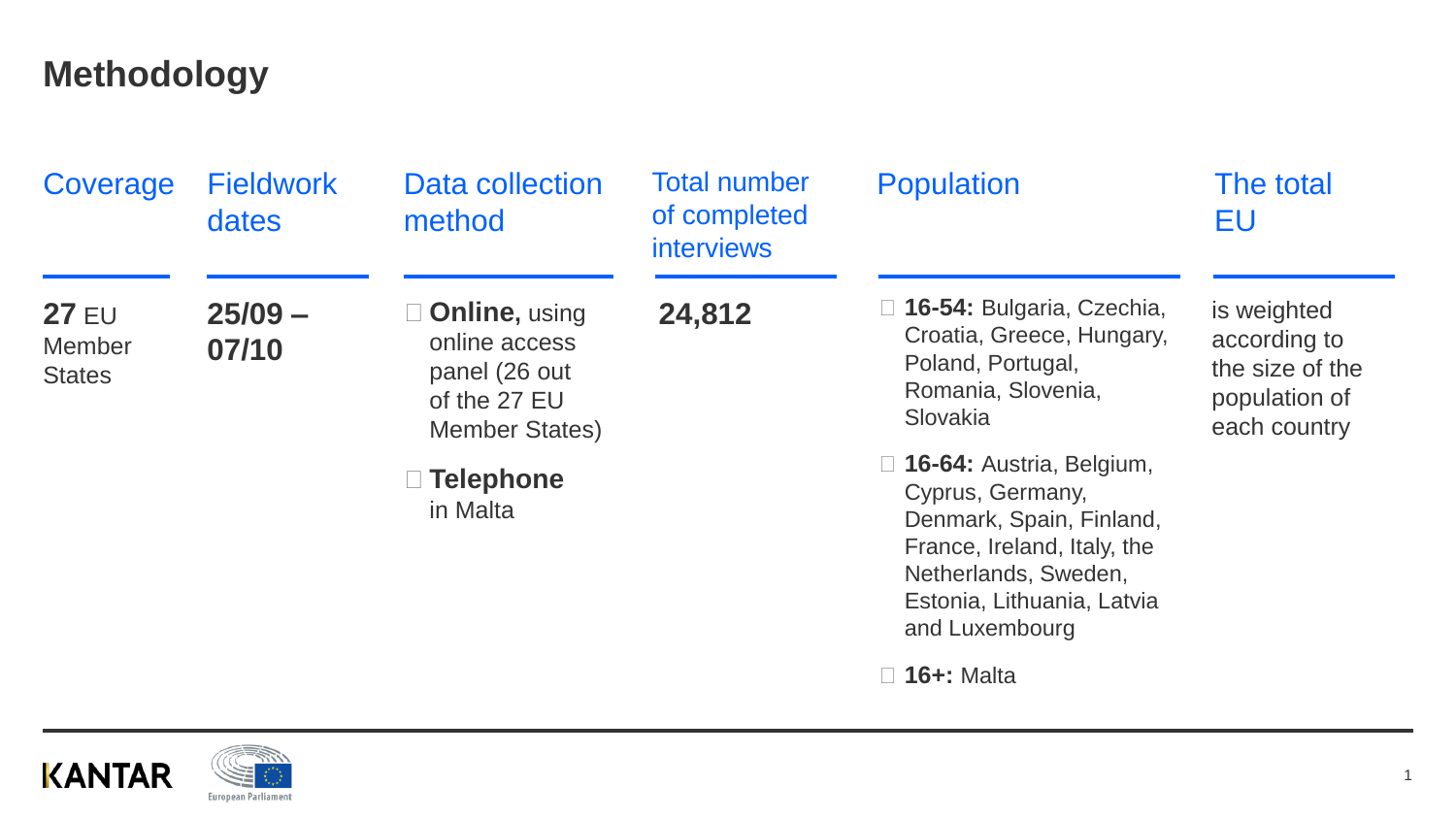# Methodology

| Coverage | Fieldwork dates | Data collection method | Total number of completed interviews | Population | The total EU |
|---|---|---|---|---|---|
| **27** EU Member States | **25/09 – 07/10** | **Online,** using online access panel (26 out of the 27 EU Member States)<br>**Telephone** in Malta | **24,812** | **16-54:** Bulgaria, Czechia, Croatia, Greece, Hungary, Poland, Portugal, Romania, Slovenia, Slovakia<br>**16-64:** Austria, Belgium, Cyprus, Germany, Denmark, Spain, Finland, France, Ireland, Italy, the Netherlands, Sweden, Estonia, Lithuania, Latvia and Luxembourg<br>**16+:** Malta | is weighted according to the size of the population of each country |